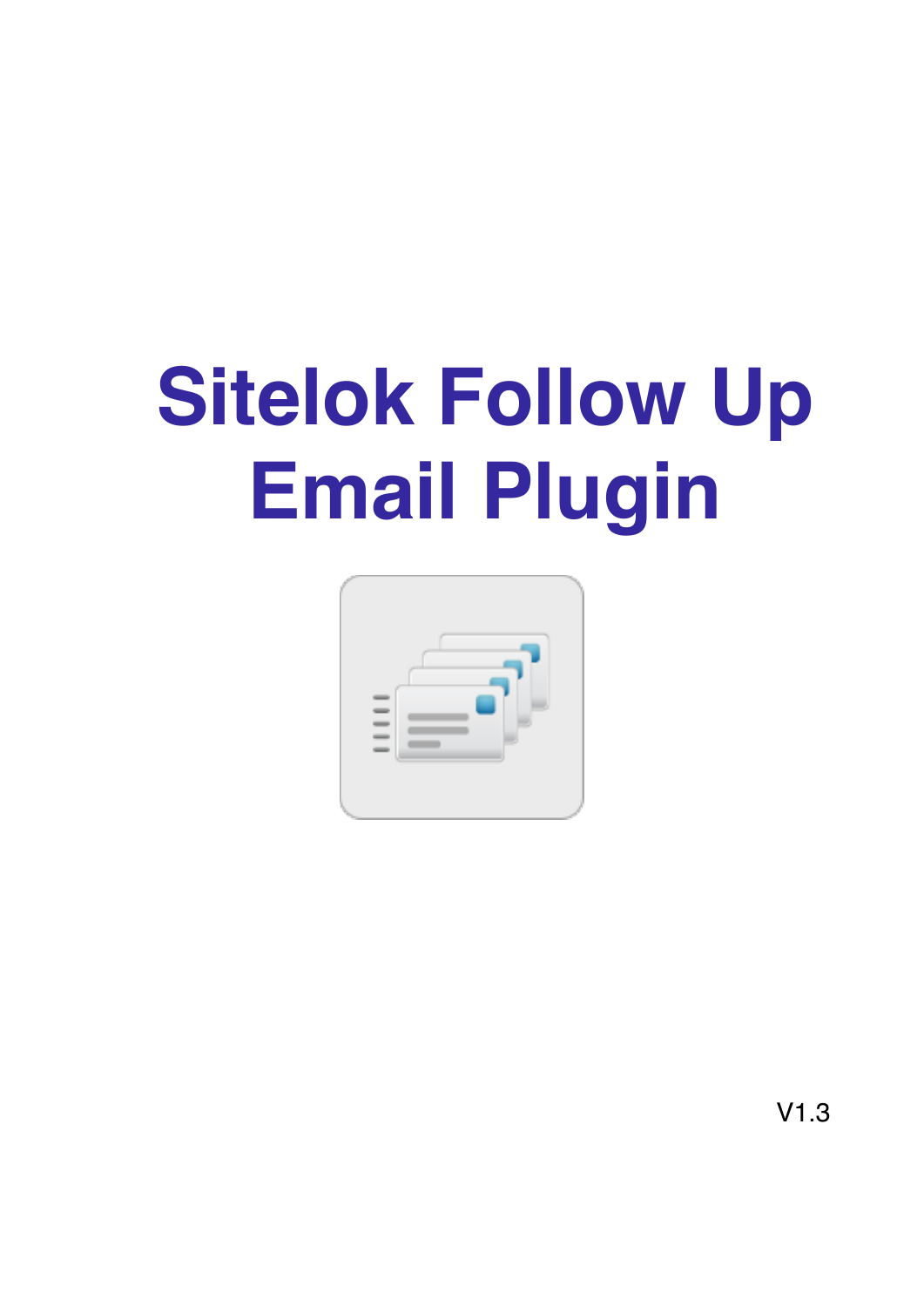# Sitelok Follow Up Email Plugin

V1.3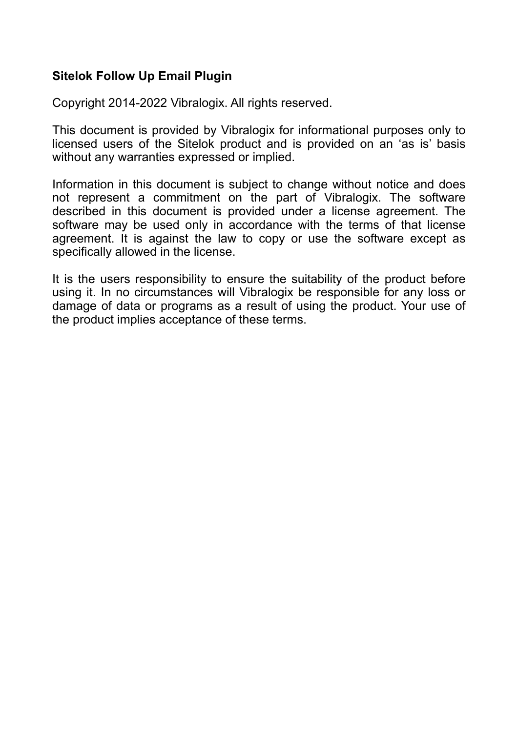**Sitelok Follow Up Email Plugin**

Copyright 2014-2022 Vibralogix. All rights reserved.

This document is provided by Vibralogix for informational purposes only to licensed users of the Sitelok product and is provided on an ‘as is’ basis without any warranties expressed or implied.

Information in this document is subject to change without notice and does not represent a commitment on the part of Vibralogix. The software described in this document is provided under a license agreement. The software may be used only in accordance with the terms of that license agreement. It is against the law to copy or use the software except as specifically allowed in the license.

It is the users responsibility to ensure the suitability of the product before using it. In no circumstances will Vibralogix be responsible for any loss or damage of data or programs as a result of using the product. Your use of the product implies acceptance of these terms.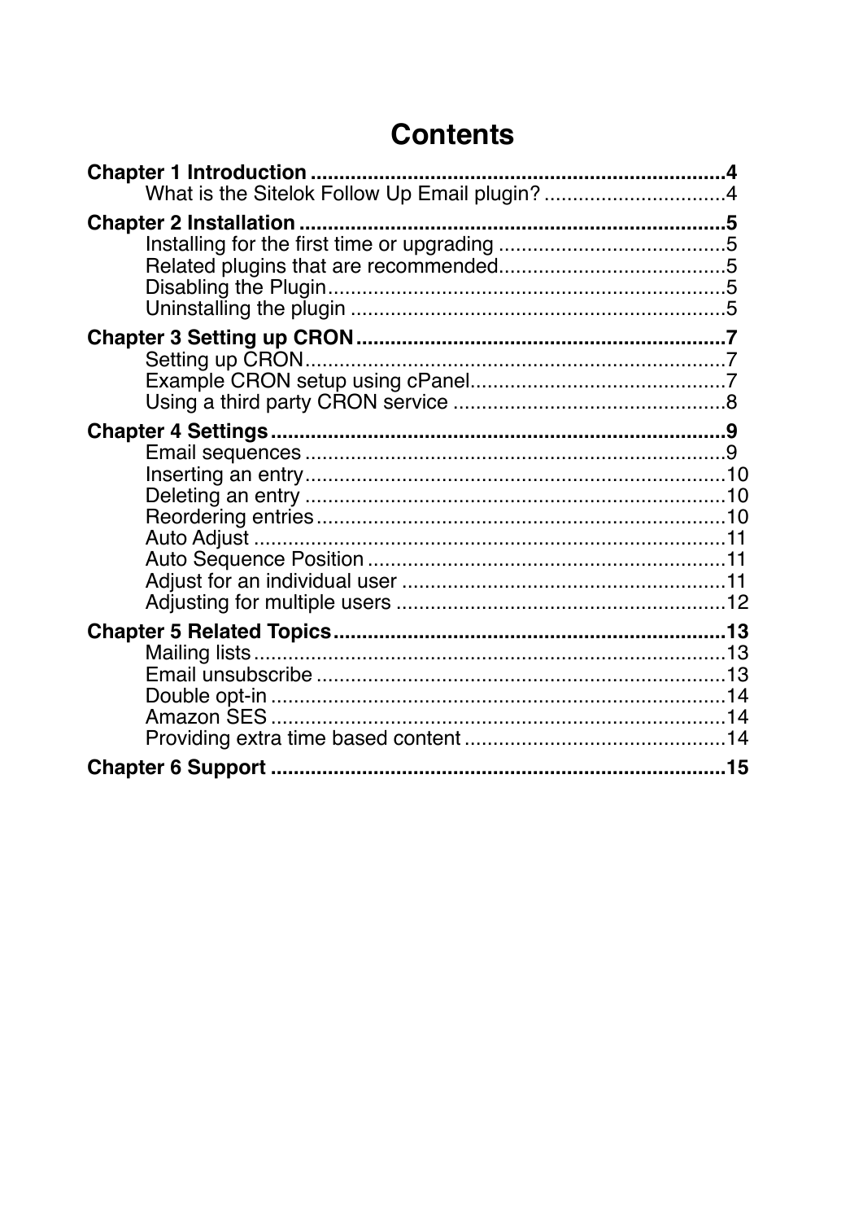# Contents

**Chapter 1 Introduction ........................................................................ 4**
- What is the Sitelok Follow Up Email plugin? ................................ 4

**Chapter 2 Installation ......................................................................... 5**
- Installing for the first time or upgrading ........................................ 5
- Related plugins that are recommended........................................ 5
- Disabling the Plugin...................................................................... 5
- Uninstalling the plugin .................................................................. 5

**Chapter 3 Setting up CRON ................................................................ 7**
- Setting up CRON.......................................................................... 7
- Example CRON setup using cPanel............................................. 7
- Using a third party CRON service ................................................ 8

**Chapter 4 Settings ............................................................................... 9**
- Email sequences .......................................................................... 9
- Inserting an entry.......................................................................... 10
- Deleting an entry .......................................................................... 10
- Reordering entries......................................................................... 10
- Auto Adjust .................................................................................... 11
- Auto Sequence Position ................................................................ 11
- Adjust for an individual user ......................................................... 11
- Adjusting for multiple users .......................................................... 12

**Chapter 5 Related Topics .................................................................... 13**
- Mailing lists.................................................................................... 13
- Email unsubscribe ......................................................................... 13
- Double opt-in ................................................................................. 14
- Amazon SES ................................................................................. 14
- Providing extra time based content .............................................. 14

**Chapter 6 Support ............................................................................... 15**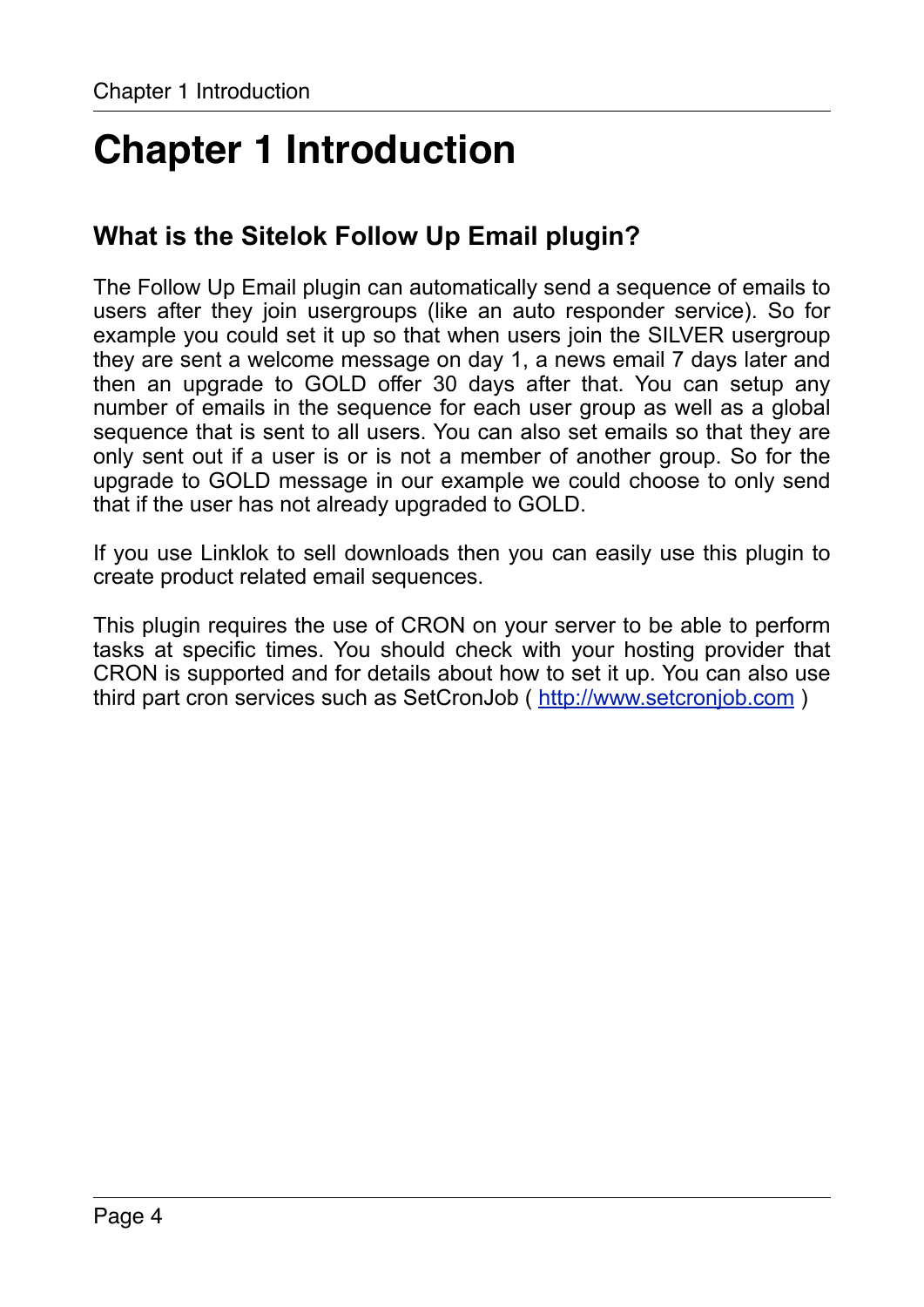# Chapter 1 Introduction

## What is the Sitelok Follow Up Email plugin?

The Follow Up Email plugin can automatically send a sequence of emails to users after they join usergroups (like an auto responder service). So for example you could set it up so that when users join the SILVER usergroup they are sent a welcome message on day 1, a news email 7 days later and then an upgrade to GOLD offer 30 days after that. You can setup any number of emails in the sequence for each user group as well as a global sequence that is sent to all users. You can also set emails so that they are only sent out if a user is or is not a member of another group. So for the upgrade to GOLD message in our example we could choose to only send that if the user has not already upgraded to GOLD.

If you use Linklok to sell downloads then you can easily use this plugin to create product related email sequences.

This plugin requires the use of CRON on your server to be able to perform tasks at specific times. You should check with your hosting provider that CRON is supported and for details about how to set it up. You can also use third part cron services such as SetCronJob ( [http://www.setcronjob.com](http://www.setcronjob.com) )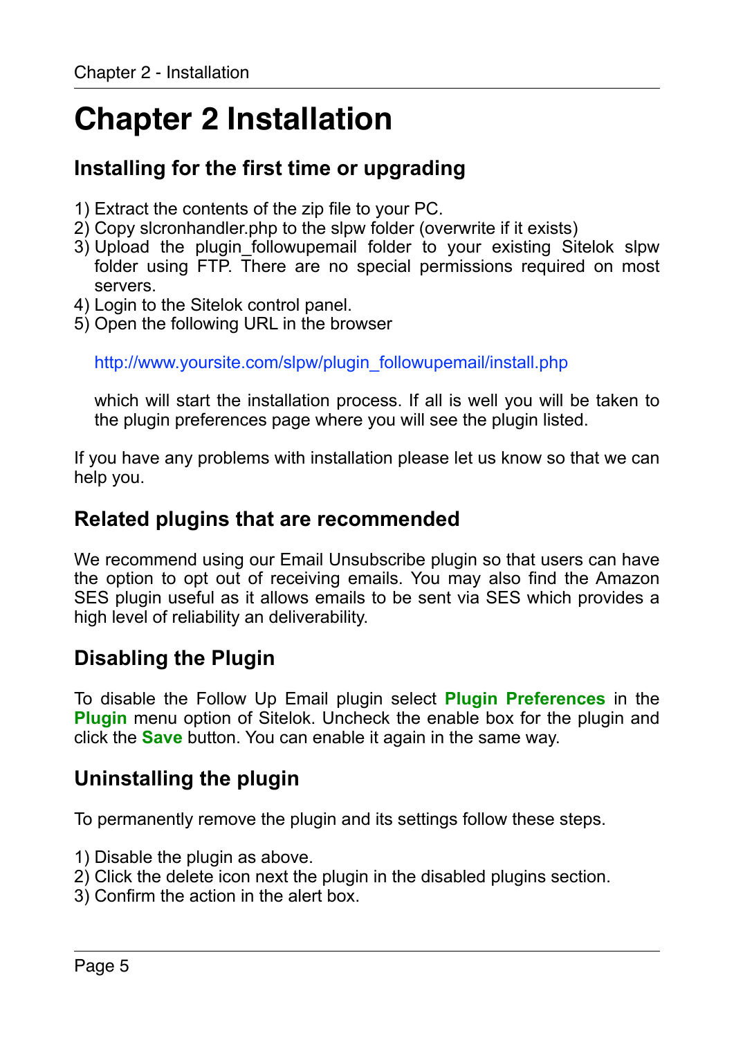# Chapter 2 Installation

## Installing for the first time or upgrading

1) Extract the contents of the zip file to your PC.
2) Copy slcronhandler.php to the slpw folder (overwrite if it exists)
3) Upload the plugin_followupemail folder to your existing Sitelok slpw folder using FTP. There are no special permissions required on most servers.
4) Login to the Sitelok control panel.
5) Open the following URL in the browser

   http://www.yoursite.com/slpw/plugin_followupemail/install.php

   which will start the installation process. If all is well you will be taken to the plugin preferences page where you will see the plugin listed.

If you have any problems with installation please let us know so that we can help you.

## Related plugins that are recommended

We recommend using our Email Unsubscribe plugin so that users can have the option to opt out of receiving emails. You may also find the Amazon SES plugin useful as it allows emails to be sent via SES which provides a high level of reliability an deliverability.

## Disabling the Plugin

To disable the Follow Up Email plugin select **Plugin Preferences** in the **Plugin** menu option of Sitelok. Uncheck the enable box for the plugin and click the **Save** button. You can enable it again in the same way.

## Uninstalling the plugin

To permanently remove the plugin and its settings follow these steps.

1) Disable the plugin as above.
2) Click the delete icon next the plugin in the disabled plugins section.
3) Confirm the action in the alert box.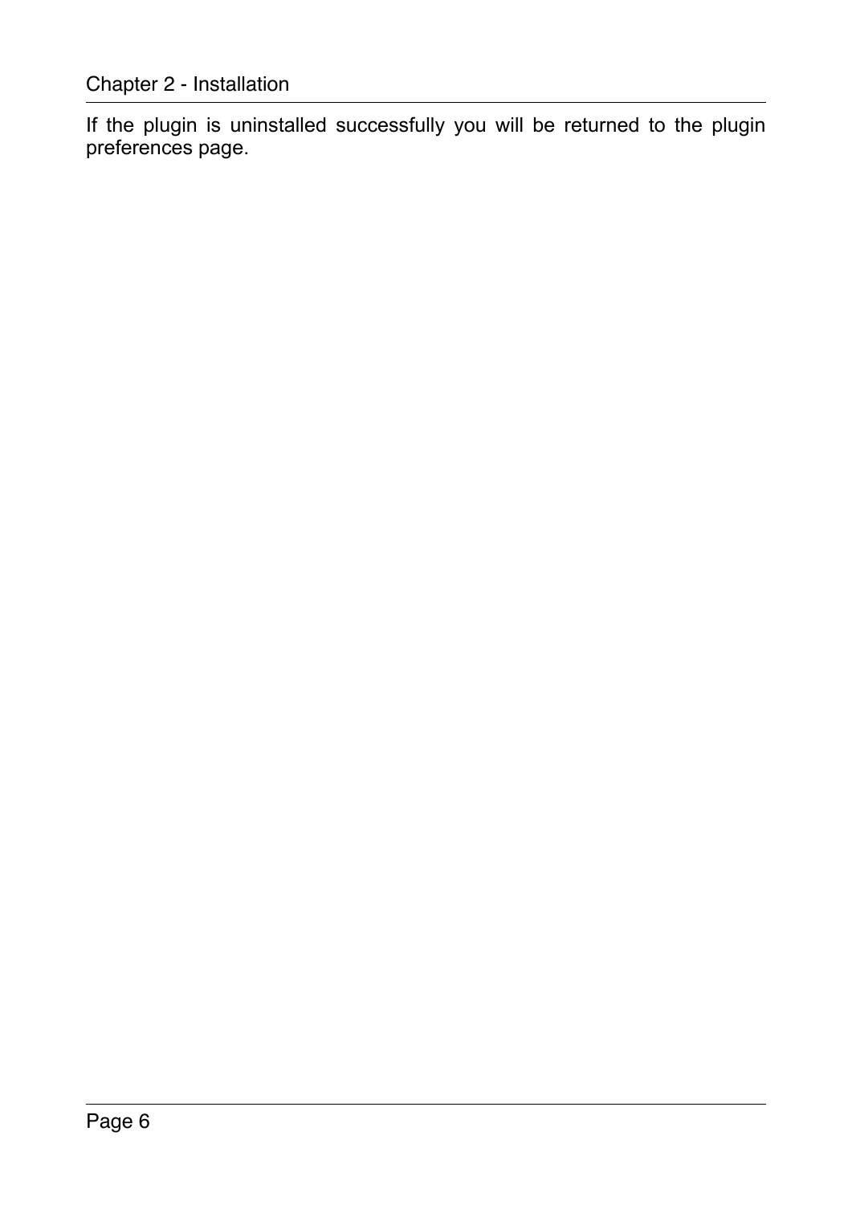If the plugin is uninstalled successfully you will be returned to the plugin preferences page.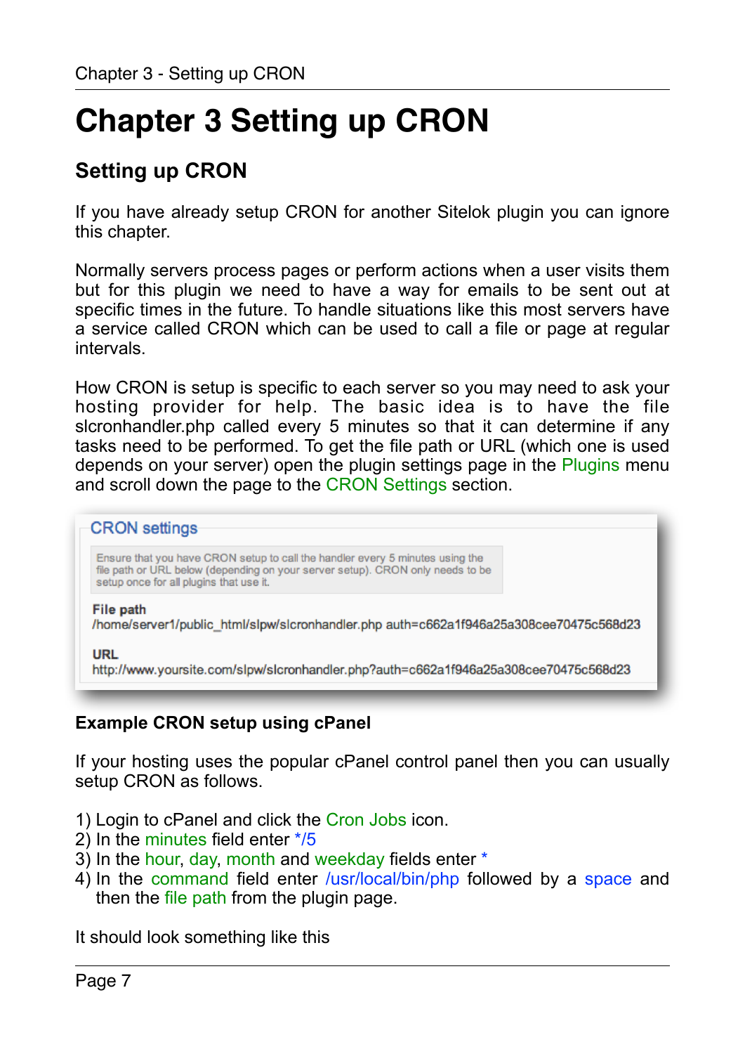# Chapter 3 Setting up CRON

## Setting up CRON

If you have already setup CRON for another Sitelok plugin you can ignore this chapter.

Normally servers process pages or perform actions when a user visits them but for this plugin we need to have a way for emails to be sent out at specific times in the future. To handle situations like this most servers have a service called CRON which can be used to call a file or page at regular intervals.

How CRON is setup is specific to each server so you may need to ask your hosting provider for help. The basic idea is to have the file slcronhandler.php called every 5 minutes so that it can determine if any tasks need to be performed. To get the file path or URL (which one is used depends on your server) open the plugin settings page in the Plugins menu and scroll down the page to the CRON Settings section.

CRON settings

Ensure that you have CRON setup to call the handler every 5 minutes using the file path or URL below (depending on your server setup). CRON only needs to be setup once for all plugins that use it.

**File path**
/home/server1/public_html/slpw/slcronhandler.php auth=c662a1f946a25a308cee70475c568d23

**URL**
http://www.yoursite.com/slpw/slcronhandler.php?auth=c662a1f946a25a308cee70475c568d23

### Example CRON setup using cPanel

If your hosting uses the popular cPanel control panel then you can usually setup CRON as follows.

1) Login to cPanel and click the Cron Jobs icon.
2) In the minutes field enter */5
3) In the hour, day, month and weekday fields enter *
4) In the command field enter /usr/local/bin/php followed by a space and then the file path from the plugin page.

It should look something like this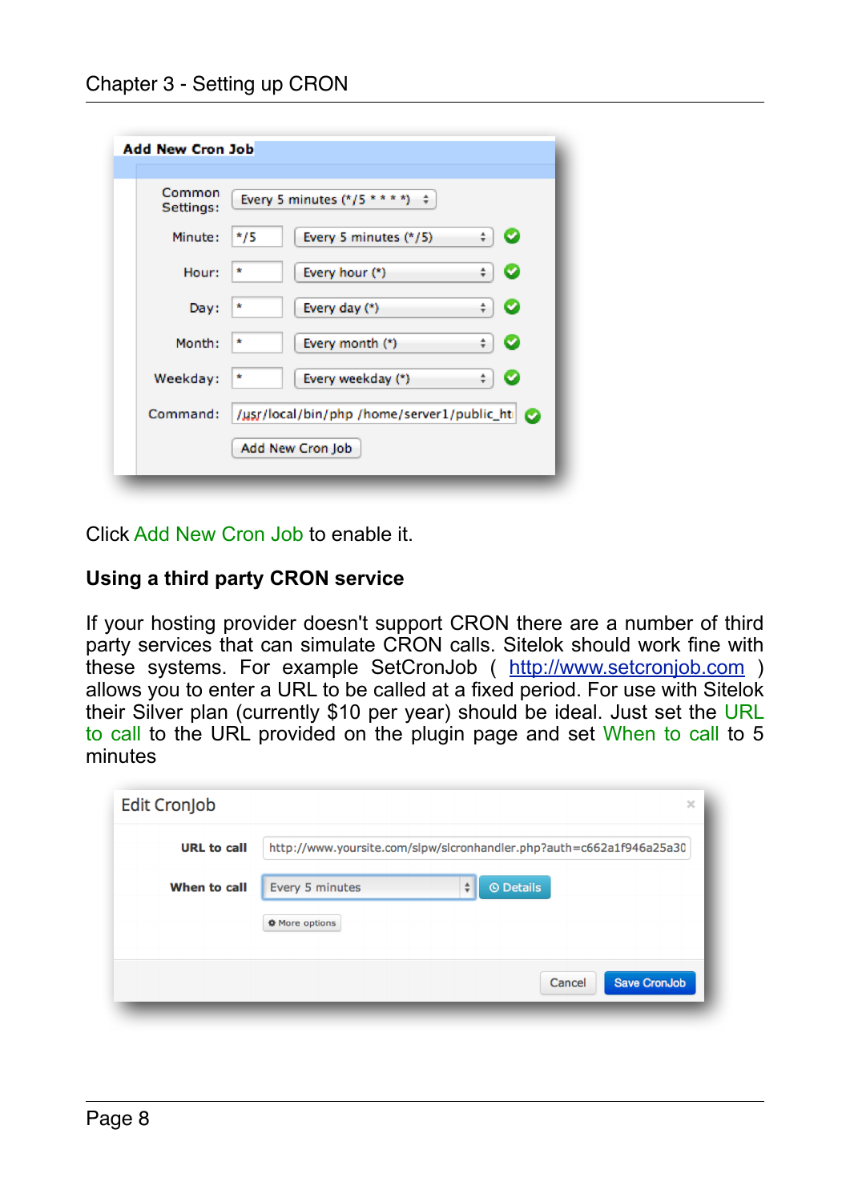Click Add New Cron Job to enable it.

**Using a third party CRON service**

If your hosting provider doesn't support CRON there are a number of third party services that can simulate CRON calls. Sitelok should work fine with these systems. For example SetCronJob ( http://www.setcronjob.com ) allows you to enter a URL to be called at a fixed period. For use with Sitelok their Silver plan (currently $10 per year) should be ideal. Just set the URL to call to the URL provided on the plugin page and set When to call to 5 minutes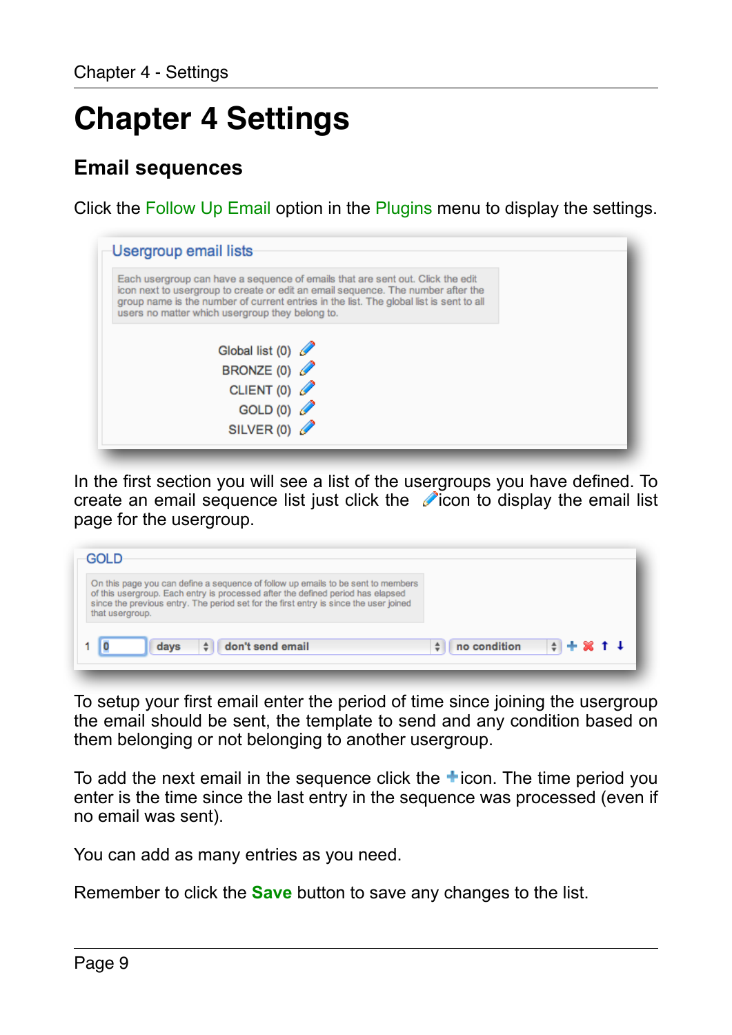# Chapter 4 Settings

## Email sequences

Click the Follow Up Email option in the Plugins menu to display the settings.

In the first section you will see a list of the usergroups you have defined. To create an email sequence list just click the icon to display the email list page for the usergroup.

To setup your first email enter the period of time since joining the usergroup the email should be sent, the template to send and any condition based on them belonging or not belonging to another usergroup.

To add the next email in the sequence click the icon. The time period you enter is the time since the last entry in the sequence was processed (even if no email was sent).

You can add as many entries as you need.

Remember to click the **Save** button to save any changes to the list.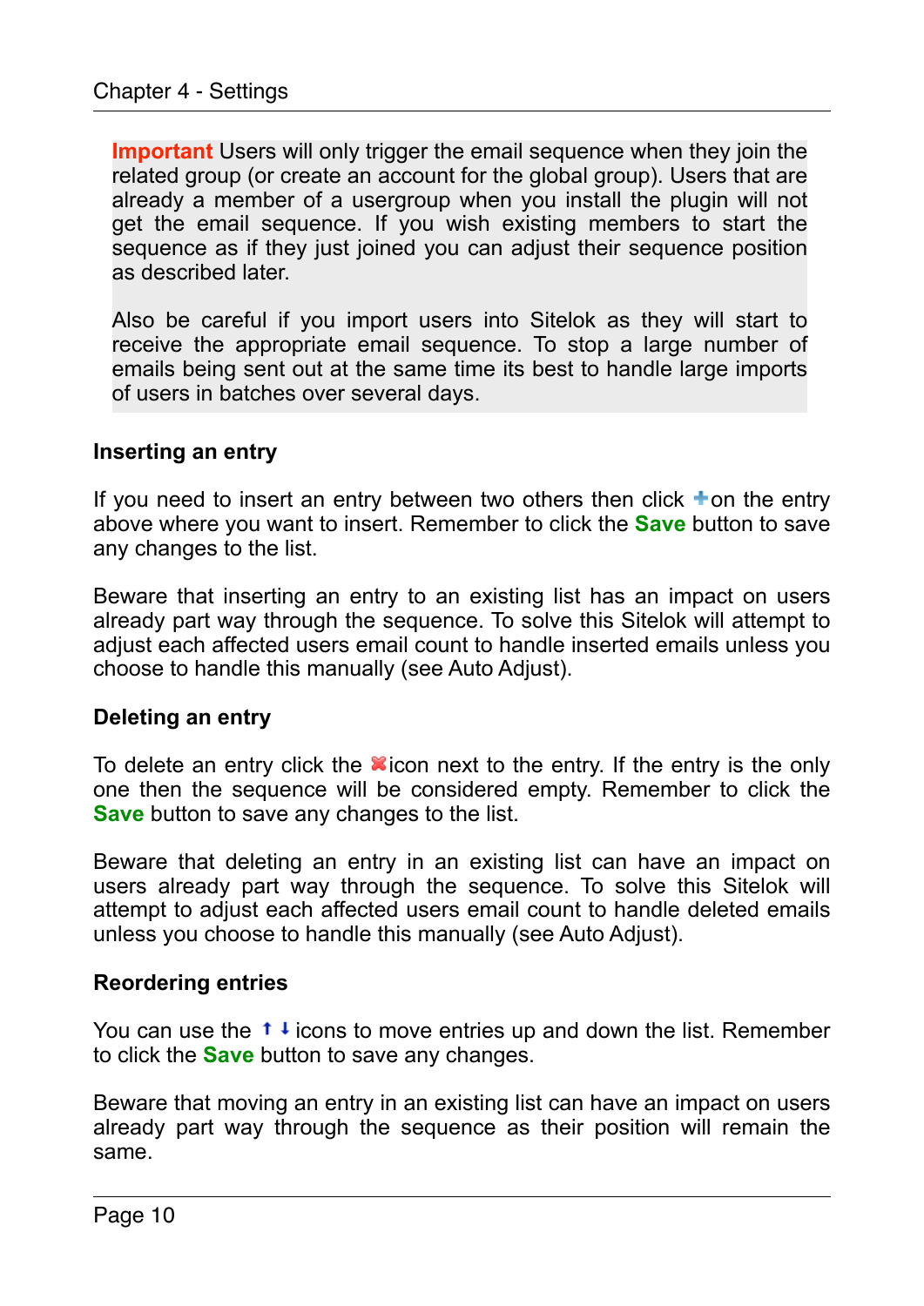**Important** Users will only trigger the email sequence when they join the related group (or create an account for the global group). Users that are already a member of a usergroup when you install the plugin will not get the email sequence. If you wish existing members to start the sequence as if they just joined you can adjust their sequence position as described later.

Also be careful if you import users into Sitelok as they will start to receive the appropriate email sequence. To stop a large number of emails being sent out at the same time its best to handle large imports of users in batches over several days.

### Inserting an entry

If you need to insert an entry between two others then click + on the entry above where you want to insert. Remember to click the **Save** button to save any changes to the list.

Beware that inserting an entry to an existing list has an impact on users already part way through the sequence. To solve this Sitelok will attempt to adjust each affected users email count to handle inserted emails unless you choose to handle this manually (see Auto Adjust).

### Deleting an entry

To delete an entry click the ✖ icon next to the entry. If the entry is the only one then the sequence will be considered empty. Remember to click the **Save** button to save any changes to the list.

Beware that deleting an entry in an existing list can have an impact on users already part way through the sequence. To solve this Sitelok will attempt to adjust each affected users email count to handle deleted emails unless you choose to handle this manually (see Auto Adjust).

### Reordering entries

You can use the ↑ ↓ icons to move entries up and down the list. Remember to click the **Save** button to save any changes.

Beware that moving an entry in an existing list can have an impact on users already part way through the sequence as their position will remain the same.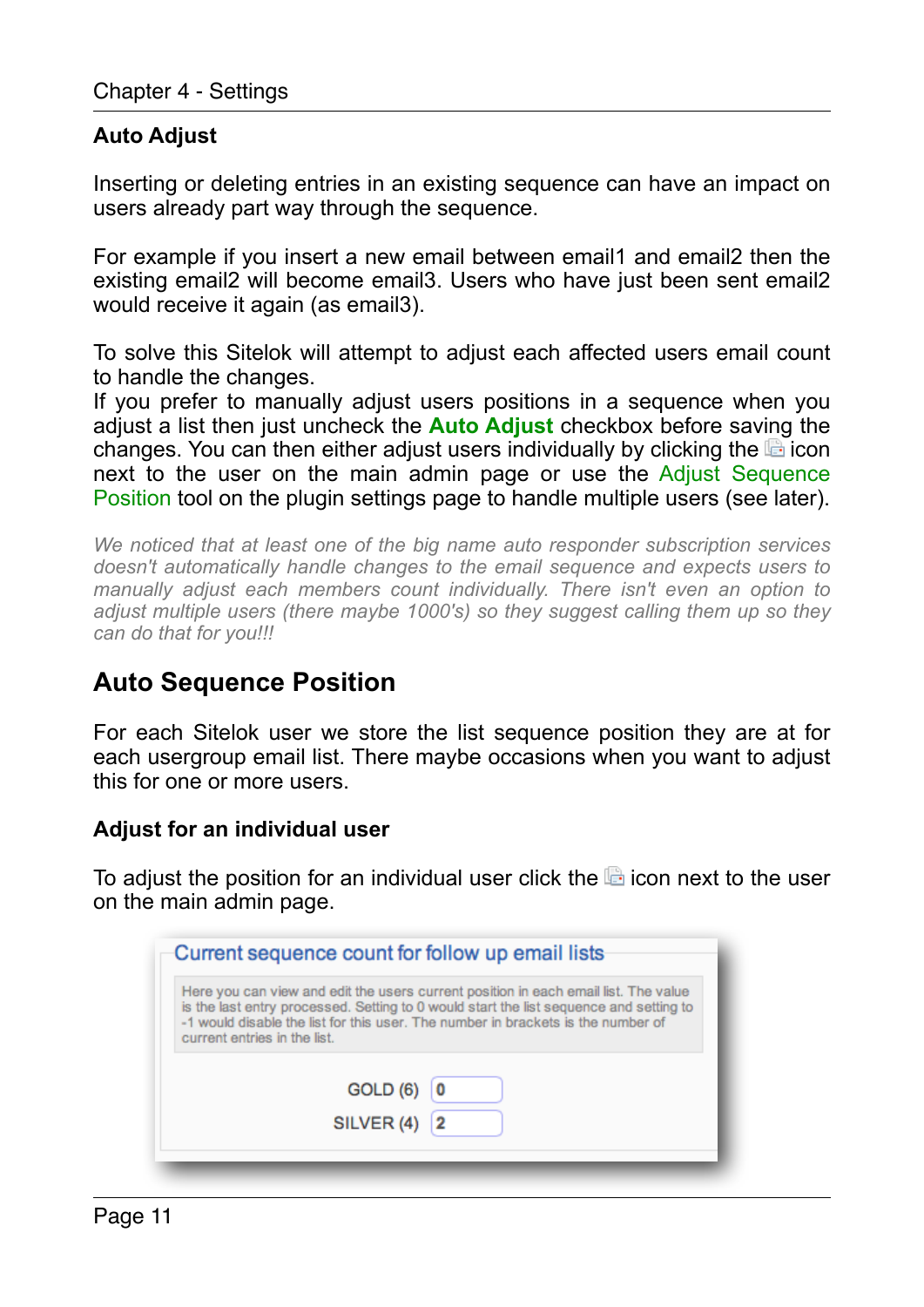### Auto Adjust

Inserting or deleting entries in an existing sequence can have an impact on users already part way through the sequence.

For example if you insert a new email between email1 and email2 then the existing email2 will become email3. Users who have just been sent email2 would receive it again (as email3).

To solve this Sitelok will attempt to adjust each affected users email count to handle the changes.
If you prefer to manually adjust users positions in a sequence when you adjust a list then just uncheck the **Auto Adjust** checkbox before saving the changes. You can then either adjust users individually by clicking the icon next to the user on the main admin page or use the Adjust Sequence Position tool on the plugin settings page to handle multiple users (see later).

*We noticed that at least one of the big name auto responder subscription services doesn't automatically handle changes to the email sequence and expects users to manually adjust each members count individually. There isn't even an option to adjust multiple users (there maybe 1000's) so they suggest calling them up so they can do that for you!!!*

## Auto Sequence Position

For each Sitelok user we store the list sequence position they are at for each usergroup email list. There maybe occasions when you want to adjust this for one or more users.

### Adjust for an individual user

To adjust the position for an individual user click the icon next to the user on the main admin page.

**Current sequence count for follow up email lists**

Here you can view and edit the users current position in each email list. The value is the last entry processed. Setting to 0 would start the list sequence and setting to -1 would disable the list for this user. The number in brackets is the number of current entries in the list.

GOLD (6) 0

SILVER (4) 2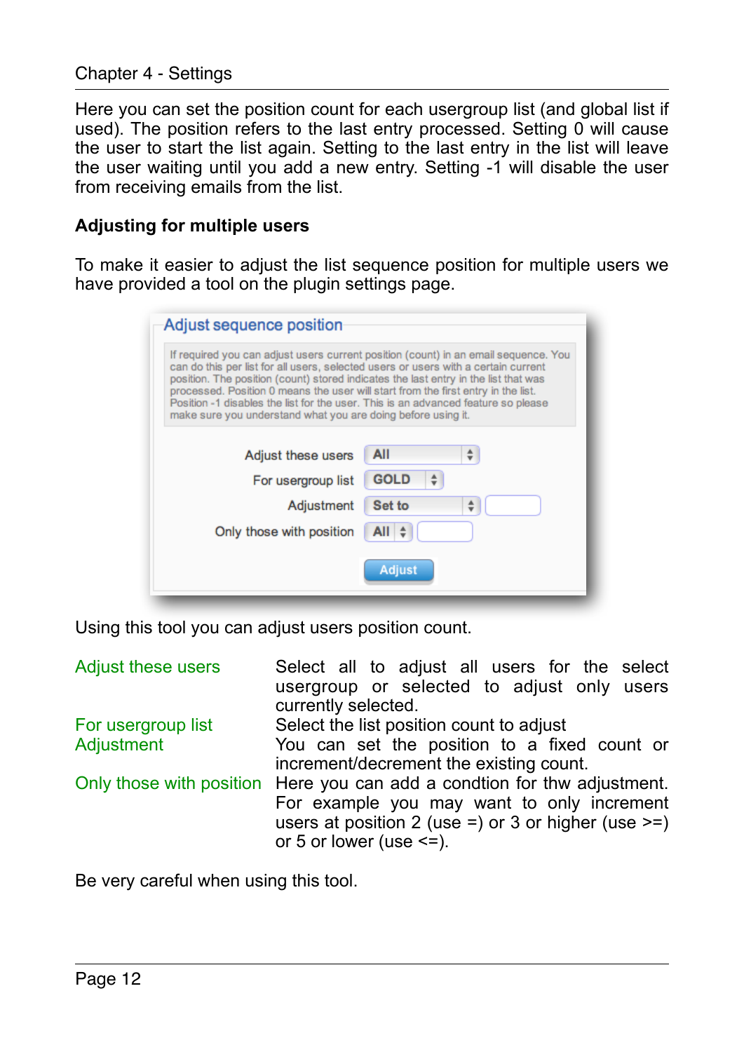Here you can set the position count for each usergroup list (and global list if used). The position refers to the last entry processed. Setting 0 will cause the user to start the list again. Setting to the last entry in the list will leave the user waiting until you add a new entry. Setting -1 will disable the user from receiving emails from the list.

### Adjusting for multiple users

To make it easier to adjust the list sequence position for multiple users we have provided a tool on the plugin settings page.

Using this tool you can adjust users position count.

| | |
|---|---|
| Adjust these users | Select all to adjust all users for the select usergroup or selected to adjust only users currently selected. |
| For usergroup list | Select the list position count to adjust |
| Adjustment | You can set the position to a fixed count or increment/decrement the existing count. |
| Only those with position | Here you can add a condtion for thw adjustment. For example you may want to only increment users at position 2 (use =) or 3 or higher (use >=) or 5 or lower (use <=). |

Be very careful when using this tool.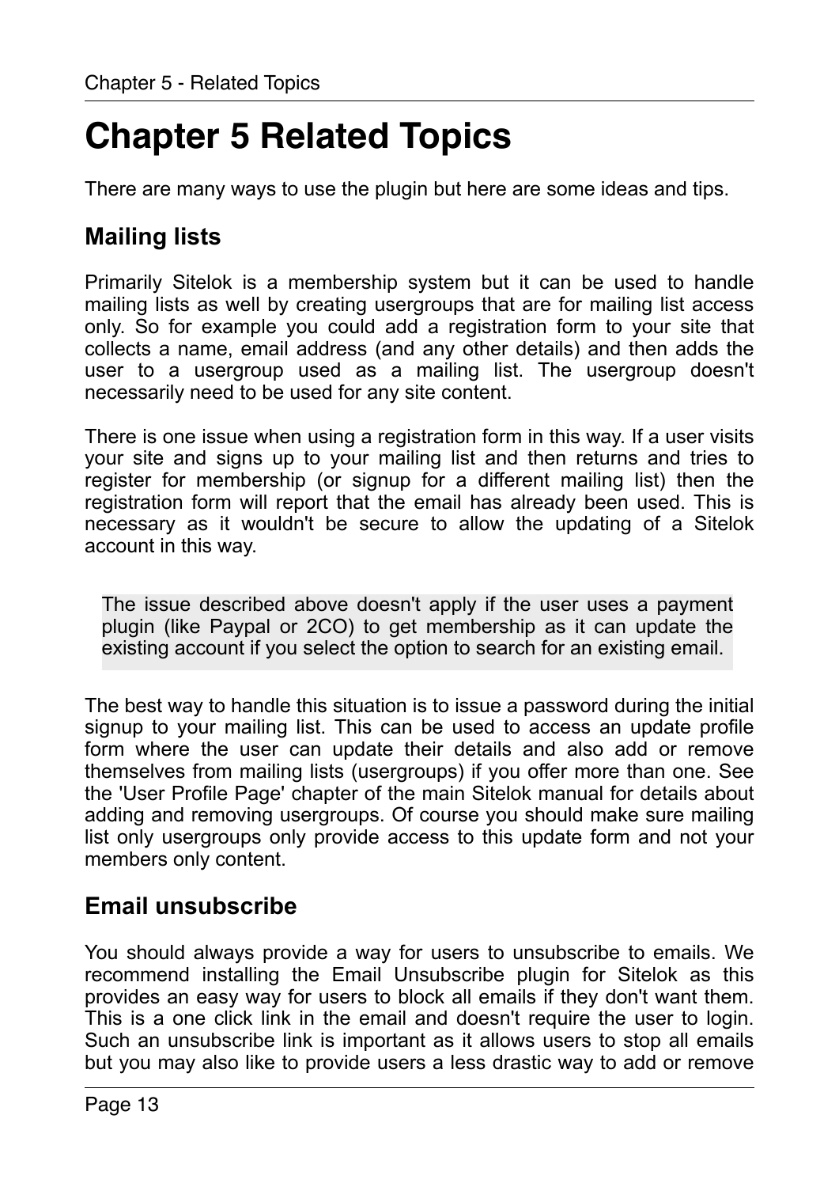# Chapter 5 Related Topics

There are many ways to use the plugin but here are some ideas and tips.

## Mailing lists

Primarily Sitelok is a membership system but it can be used to handle mailing lists as well by creating usergroups that are for mailing list access only. So for example you could add a registration form to your site that collects a name, email address (and any other details) and then adds the user to a usergroup used as a mailing list. The usergroup doesn't necessarily need to be used for any site content.

There is one issue when using a registration form in this way. If a user visits your site and signs up to your mailing list and then returns and tries to register for membership (or signup for a different mailing list) then the registration form will report that the email has already been used. This is necessary as it wouldn't be secure to allow the updating of a Sitelok account in this way.

> The issue described above doesn't apply if the user uses a payment plugin (like Paypal or 2CO) to get membership as it can update the existing account if you select the option to search for an existing email.

The best way to handle this situation is to issue a password during the initial signup to your mailing list. This can be used to access an update profile form where the user can update their details and also add or remove themselves from mailing lists (usergroups) if you offer more than one. See the 'User Profile Page' chapter of the main Sitelok manual for details about adding and removing usergroups. Of course you should make sure mailing list only usergroups only provide access to this update form and not your members only content.

## Email unsubscribe

You should always provide a way for users to unsubscribe to emails. We recommend installing the Email Unsubscribe plugin for Sitelok as this provides an easy way for users to block all emails if they don't want them. This is a one click link in the email and doesn't require the user to login. Such an unsubscribe link is important as it allows users to stop all emails but you may also like to provide users a less drastic way to add or remove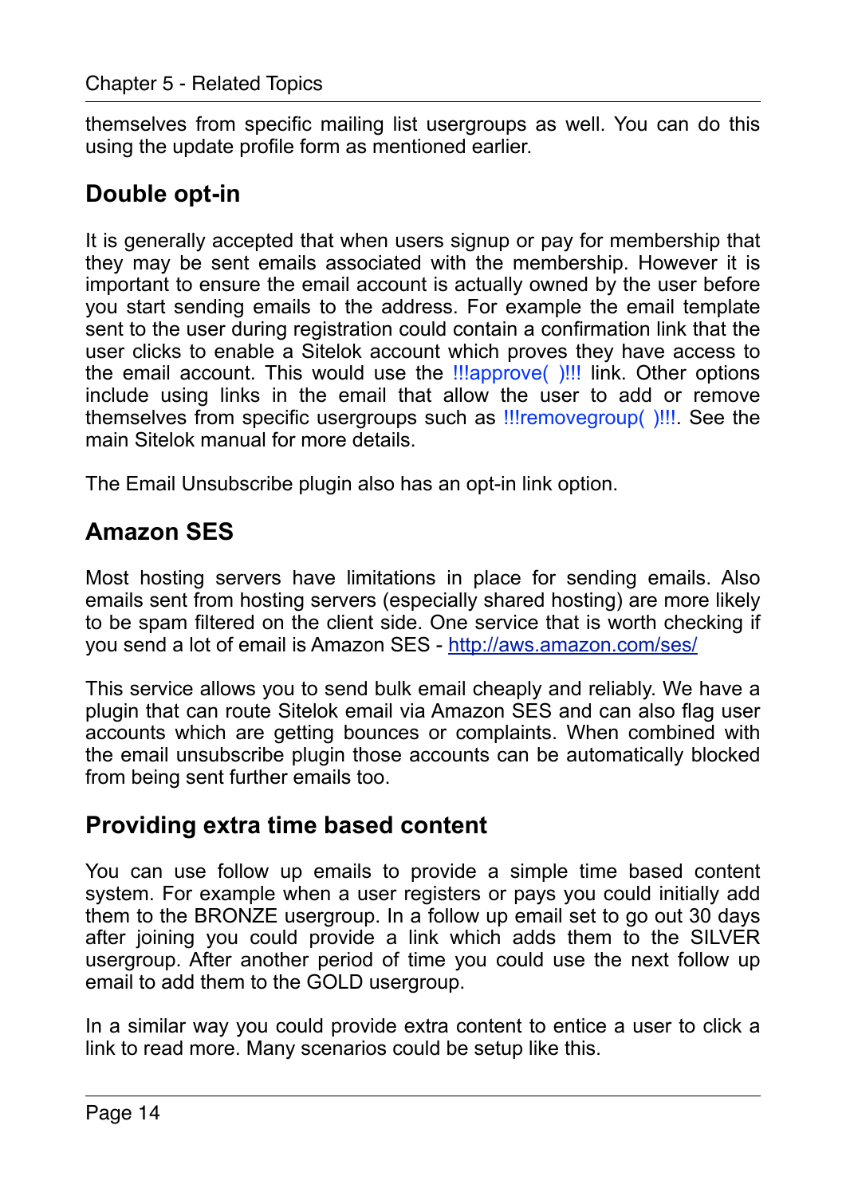themselves from specific mailing list usergroups as well. You can do this using the update profile form as mentioned earlier.

## Double opt-in

It is generally accepted that when users signup or pay for membership that they may be sent emails associated with the membership. However it is important to ensure the email account is actually owned by the user before you start sending emails to the address. For example the email template sent to the user during registration could contain a confirmation link that the user clicks to enable a Sitelok account which proves they have access to the email account. This would use the !!!approve( )!!! link. Other options include using links in the email that allow the user to add or remove themselves from specific usergroups such as !!!removegroup( )!!!. See the main Sitelok manual for more details.

The Email Unsubscribe plugin also has an opt-in link option.

## Amazon SES

Most hosting servers have limitations in place for sending emails. Also emails sent from hosting servers (especially shared hosting) are more likely to be spam filtered on the client side. One service that is worth checking if you send a lot of email is Amazon SES - [http://aws.amazon.com/ses/](http://aws.amazon.com/ses/)

This service allows you to send bulk email cheaply and reliably. We have a plugin that can route Sitelok email via Amazon SES and can also flag user accounts which are getting bounces or complaints. When combined with the email unsubscribe plugin those accounts can be automatically blocked from being sent further emails too.

## Providing extra time based content

You can use follow up emails to provide a simple time based content system. For example when a user registers or pays you could initially add them to the BRONZE usergroup. In a follow up email set to go out 30 days after joining you could provide a link which adds them to the SILVER usergroup. After another period of time you could use the next follow up email to add them to the GOLD usergroup.

In a similar way you could provide extra content to entice a user to click a link to read more. Many scenarios could be setup like this.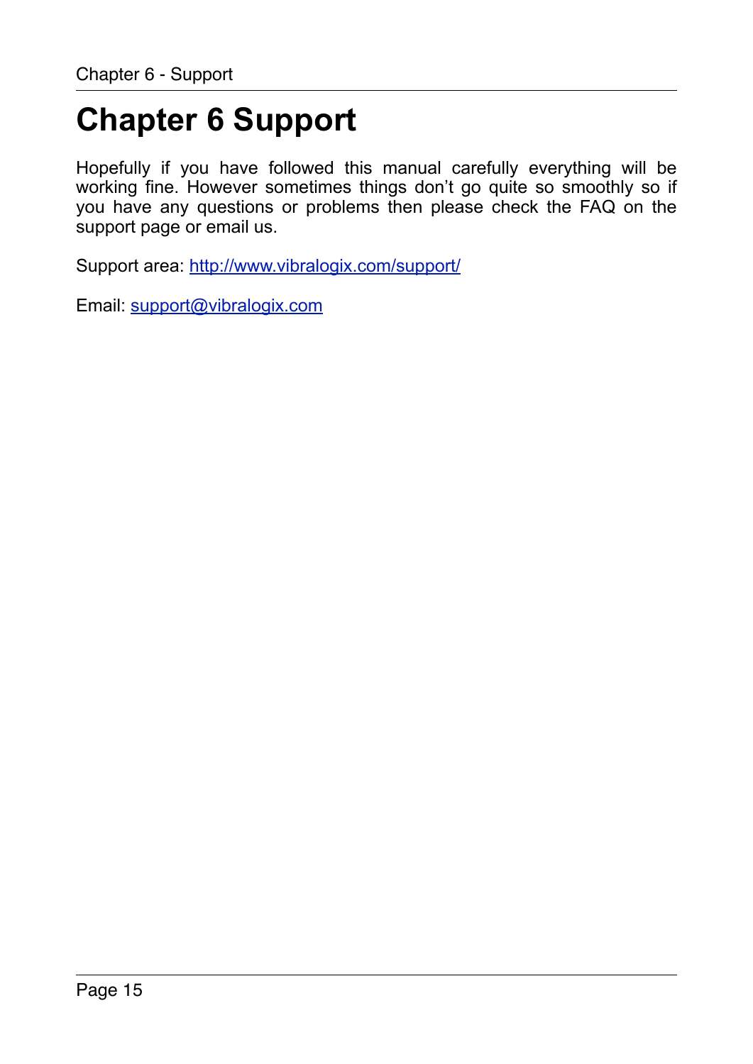# Chapter 6 Support

Hopefully if you have followed this manual carefully everything will be working fine. However sometimes things don't go quite so smoothly so if you have any questions or problems then please check the FAQ on the support page or email us.

Support area: [http://www.vibralogix.com/support/](http://www.vibralogix.com/support/)

Email: [support@vibralogix.com](mailto:support@vibralogix.com)